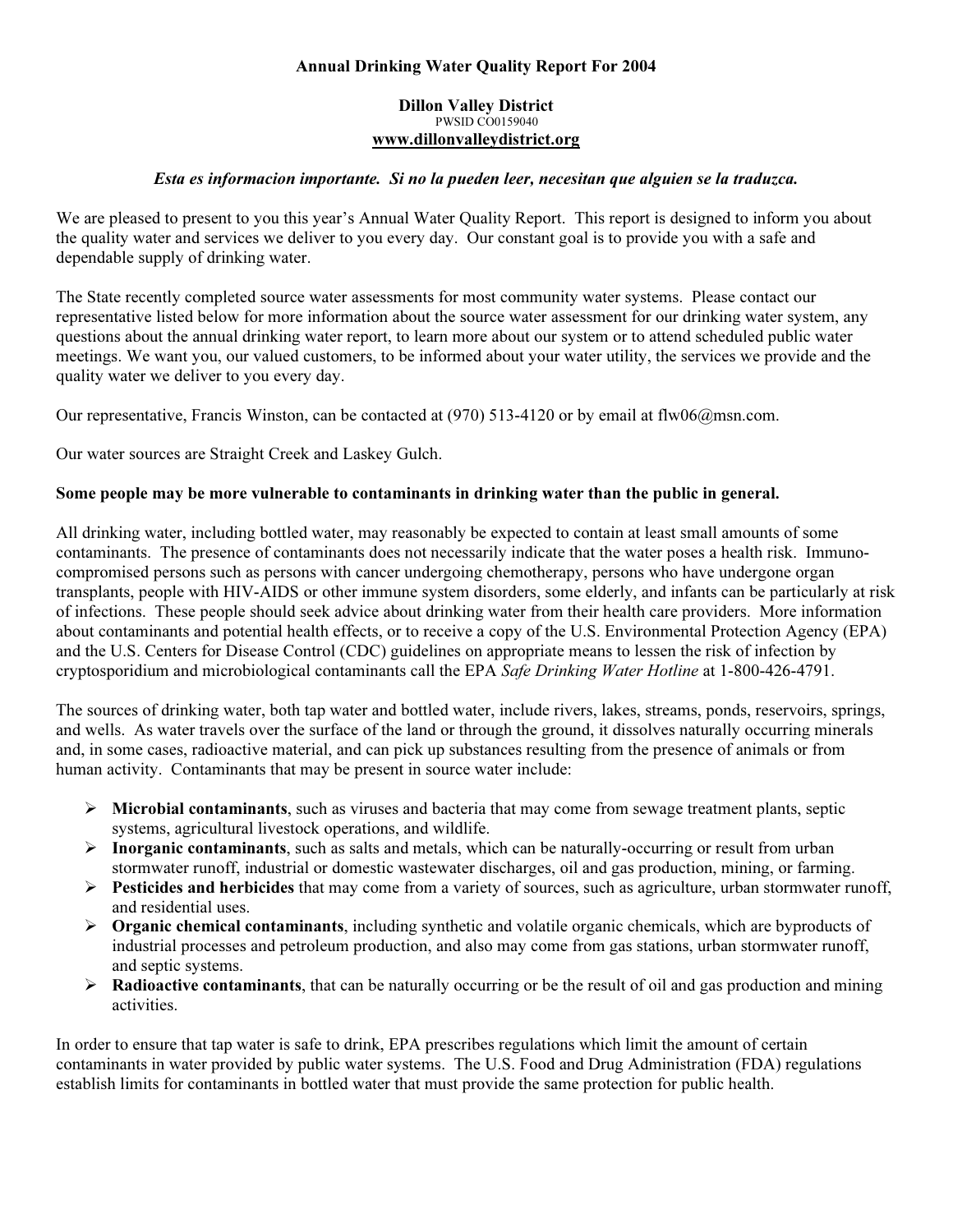# Annual Drinking Water Quality Report For 2004

## Dillon Valley District

PWSID CO0159040

**www.dillonvalleydistrict.org**

***Esta es informacion importante. Si no la pueden leer, necesitan que alguien se la traduzca.***

We are pleased to present to you this year's Annual Water Quality Report. This report is designed to inform you about the quality water and services we deliver to you every day. Our constant goal is to provide you with a safe and dependable supply of drinking water.

The State recently completed source water assessments for most community water systems. Please contact our representative listed below for more information about the source water assessment for our drinking water system, any questions about the annual drinking water report, to learn more about our system or to attend scheduled public water meetings. We want you, our valued customers, to be informed about your water utility, the services we provide and the quality water we deliver to you every day.

Our representative, Francis Winston, can be contacted at (970) 513-4120 or by email at flw06@msn.com.

Our water sources are Straight Creek and Laskey Gulch.

**Some people may be more vulnerable to contaminants in drinking water than the public in general.**

All drinking water, including bottled water, may reasonably be expected to contain at least small amounts of some contaminants. The presence of contaminants does not necessarily indicate that the water poses a health risk. Immuno-compromised persons such as persons with cancer undergoing chemotherapy, persons who have undergone organ transplants, people with HIV-AIDS or other immune system disorders, some elderly, and infants can be particularly at risk of infections. These people should seek advice about drinking water from their health care providers. More information about contaminants and potential health effects, or to receive a copy of the U.S. Environmental Protection Agency (EPA) and the U.S. Centers for Disease Control (CDC) guidelines on appropriate means to lessen the risk of infection by cryptosporidium and microbiological contaminants call the EPA *Safe Drinking Water Hotline* at 1-800-426-4791.

The sources of drinking water, both tap water and bottled water, include rivers, lakes, streams, ponds, reservoirs, springs, and wells. As water travels over the surface of the land or through the ground, it dissolves naturally occurring minerals and, in some cases, radioactive material, and can pick up substances resulting from the presence of animals or from human activity. Contaminants that may be present in source water include:

- **Microbial contaminants**, such as viruses and bacteria that may come from sewage treatment plants, septic systems, agricultural livestock operations, and wildlife.
- **Inorganic contaminants**, such as salts and metals, which can be naturally-occurring or result from urban stormwater runoff, industrial or domestic wastewater discharges, oil and gas production, mining, or farming.
- **Pesticides and herbicides** that may come from a variety of sources, such as agriculture, urban stormwater runoff, and residential uses.
- **Organic chemical contaminants**, including synthetic and volatile organic chemicals, which are byproducts of industrial processes and petroleum production, and also may come from gas stations, urban stormwater runoff, and septic systems.
- **Radioactive contaminants**, that can be naturally occurring or be the result of oil and gas production and mining activities.

In order to ensure that tap water is safe to drink, EPA prescribes regulations which limit the amount of certain contaminants in water provided by public water systems. The U.S. Food and Drug Administration (FDA) regulations establish limits for contaminants in bottled water that must provide the same protection for public health.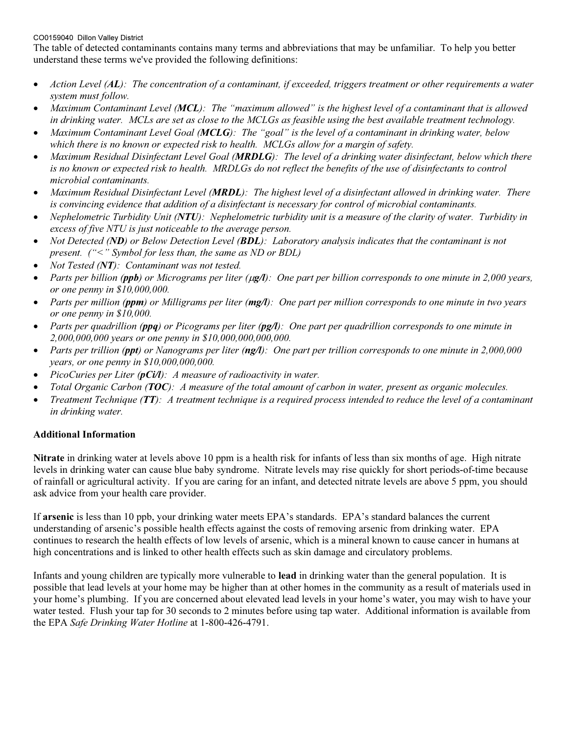The table of detected contaminants contains many terms and abbreviations that may be unfamiliar. To help you better understand these terms we've provided the following definitions:

- *Action Level (**AL**): The concentration of a contaminant, if exceeded, triggers treatment or other requirements a water system must follow.*
- *Maximum Contaminant Level (**MCL**): The "maximum allowed" is the highest level of a contaminant that is allowed in drinking water. MCLs are set as close to the MCLGs as feasible using the best available treatment technology.*
- *Maximum Contaminant Level Goal (**MCLG**): The "goal" is the level of a contaminant in drinking water, below which there is no known or expected risk to health. MCLGs allow for a margin of safety.*
- *Maximum Residual Disinfectant Level Goal (**MRDLG**): The level of a drinking water disinfectant, below which there is no known or expected risk to health. MRDLGs do not reflect the benefits of the use of disinfectants to control microbial contaminants.*
- *Maximum Residual Disinfectant Level (**MRDL**): The highest level of a disinfectant allowed in drinking water. There is convincing evidence that addition of a disinfectant is necessary for control of microbial contaminants.*
- *Nephelometric Turbidity Unit (**NTU**): Nephelometric turbidity unit is a measure of the clarity of water. Turbidity in excess of five NTU is just noticeable to the average person.*
- *Not Detected (**ND**) or Below Detection Level (**BDL**): Laboratory analysis indicates that the contaminant is not present. ("<" Symbol for less than, the same as ND or BDL)*
- *Not Tested (**NT**): Contaminant was not tested.*
- *Parts per billion (**ppb**) or Micrograms per liter (**μg/l**): One part per billion corresponds to one minute in 2,000 years, or one penny in $10,000,000.*
- *Parts per million (**ppm**) or Milligrams per liter (**mg/l**): One part per million corresponds to one minute in two years or one penny in $10,000.*
- *Parts per quadrillion (**ppq**) or Picograms per liter (**pg/l**): One part per quadrillion corresponds to one minute in 2,000,000,000 years or one penny in $10,000,000,000,000.*
- *Parts per trillion (**ppt**) or Nanograms per liter (**ng/l**): One part per trillion corresponds to one minute in 2,000,000 years, or one penny in $10,000,000,000.*
- *PicoCuries per Liter (**pCi/l**): A measure of radioactivity in water.*
- *Total Organic Carbon (**TOC**): A measure of the total amount of carbon in water, present as organic molecules.*
- *Treatment Technique (**TT**): A treatment technique is a required process intended to reduce the level of a contaminant in drinking water.*

**Additional Information**

**Nitrate** in drinking water at levels above 10 ppm is a health risk for infants of less than six months of age. High nitrate levels in drinking water can cause blue baby syndrome. Nitrate levels may rise quickly for short periods-of-time because of rainfall or agricultural activity. If you are caring for an infant, and detected nitrate levels are above 5 ppm, you should ask advice from your health care provider.

If **arsenic** is less than 10 ppb, your drinking water meets EPA's standards. EPA's standard balances the current understanding of arsenic's possible health effects against the costs of removing arsenic from drinking water. EPA continues to research the health effects of low levels of arsenic, which is a mineral known to cause cancer in humans at high concentrations and is linked to other health effects such as skin damage and circulatory problems.

Infants and young children are typically more vulnerable to **lead** in drinking water than the general population. It is possible that lead levels at your home may be higher than at other homes in the community as a result of materials used in your home's plumbing. If you are concerned about elevated lead levels in your home's water, you may wish to have your water tested. Flush your tap for 30 seconds to 2 minutes before using tap water. Additional information is available from the EPA *Safe Drinking Water Hotline* at 1-800-426-4791.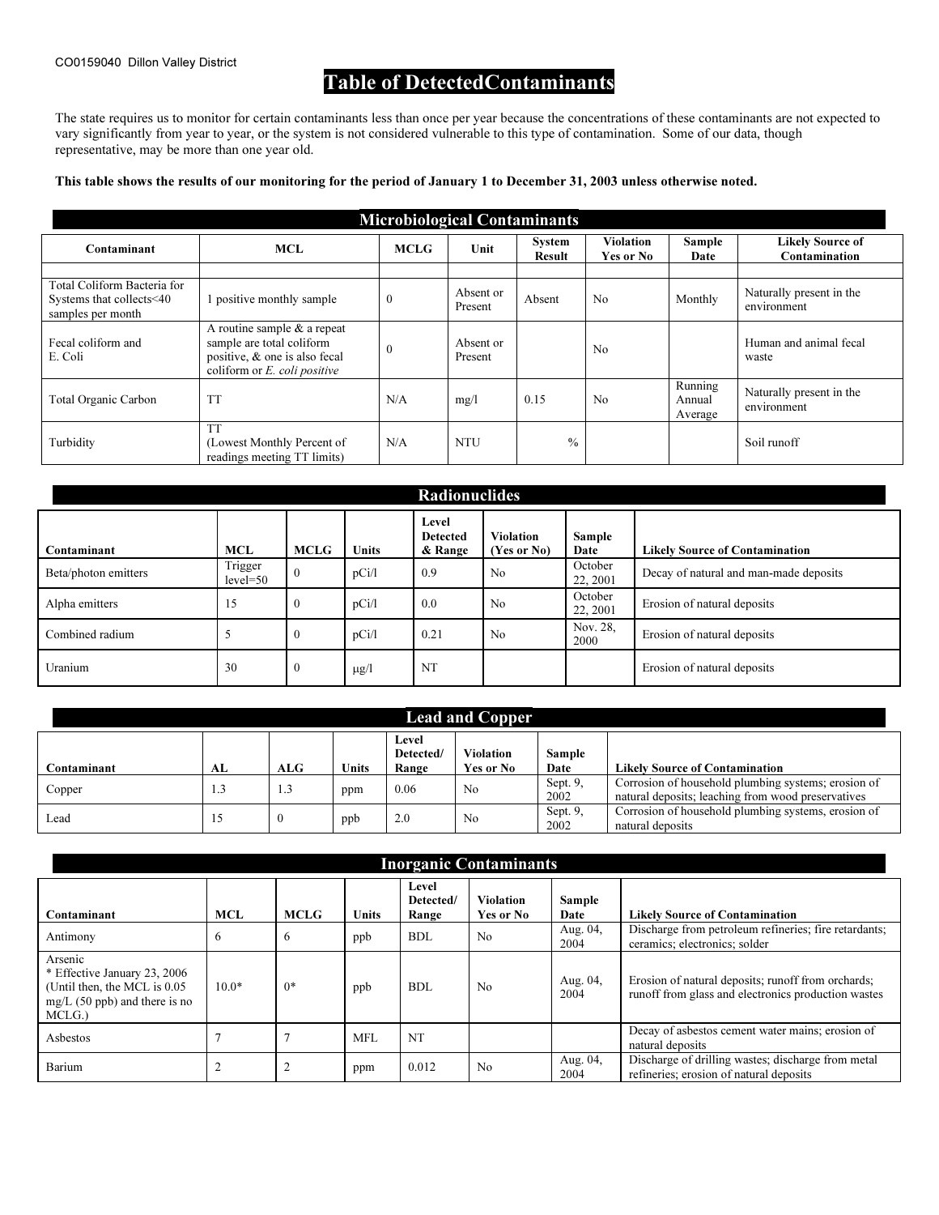CO0159040 Dillon Valley District

# Table of DetectedContaminants

The state requires us to monitor for certain contaminants less than once per year because the concentrations of these contaminants are not expected to vary significantly from year to year, or the system is not considered vulnerable to this type of contamination. Some of our data, though representative, may be more than one year old.

**This table shows the results of our monitoring for the period of January 1 to December 31, 2003 unless otherwise noted.**

## Microbiological Contaminants

| Contaminant | MCL | MCLG | Unit | System Result | Violation Yes or No | Sample Date | Likely Source of Contamination |
|---|---|---|---|---|---|---|---|
| | | | | | | | |
| Total Coliform Bacteria for Systems that collects<40 samples per month | 1 positive monthly sample | 0 | Absent or Present | Absent | No | Monthly | Naturally present in the environment |
| Fecal coliform and E. Coli | A routine sample & a repeat sample are total coliform positive, & one is also fecal coliform or *E. coli positive* | 0 | Absent or Present | | No | | Human and animal fecal waste |
| Total Organic Carbon | TT | N/A | mg/l | 0.15 | No | Running Annual Average | Naturally present in the environment |
| Turbidity | TT (Lowest Monthly Percent of readings meeting TT limits) | N/A | NTU | % | | | Soil runoff |

## Radionuclides

| Contaminant | MCL | MCLG | Units | Level Detected & Range | Violation (Yes or No) | Sample Date | Likely Source of Contamination |
|---|---|---|---|---|---|---|---|
| Beta/photon emitters | Trigger level=50 | 0 | pCi/l | 0.9 | No | October 22, 2001 | Decay of natural and man-made deposits |
| Alpha emitters | 15 | 0 | pCi/l | 0.0 | No | October 22, 2001 | Erosion of natural deposits |
| Combined radium | 5 | 0 | pCi/l | 0.21 | No | Nov. 28, 2000 | Erosion of natural deposits |
| Uranium | 30 | 0 | μg/l | NT | | | Erosion of natural deposits |

## Lead and Copper

| Contaminant | AL | ALG | Units | Level Detected/ Range | Violation Yes or No | Sample Date | Likely Source of Contamination |
|---|---|---|---|---|---|---|---|
| Copper | 1.3 | 1.3 | ppm | 0.06 | No | Sept. 9, 2002 | Corrosion of household plumbing systems; erosion of natural deposits; leaching from wood preservatives |
| Lead | 15 | 0 | ppb | 2.0 | No | Sept. 9, 2002 | Corrosion of household plumbing systems, erosion of natural deposits |

## Inorganic Contaminants

| Contaminant | MCL | MCLG | Units | Level Detected/ Range | Violation Yes or No | Sample Date | Likely Source of Contamination |
|---|---|---|---|---|---|---|---|
| Antimony | 6 | 6 | ppb | BDL | No | Aug. 04, 2004 | Discharge from petroleum refineries; fire retardants; ceramics; electronics; solder |
| Arsenic * Effective January 23, 2006 (Until then, the MCL is 0.05 mg/L (50 ppb) and there is no MCLG.) | 10.0* | 0* | ppb | BDL | No | Aug. 04, 2004 | Erosion of natural deposits; runoff from orchards; runoff from glass and electronics production wastes |
| Asbestos | 7 | 7 | MFL | NT | | | Decay of asbestos cement water mains; erosion of natural deposits |
| Barium | 2 | 2 | ppm | 0.012 | No | Aug. 04, 2004 | Discharge of drilling wastes; discharge from metal refineries; erosion of natural deposits |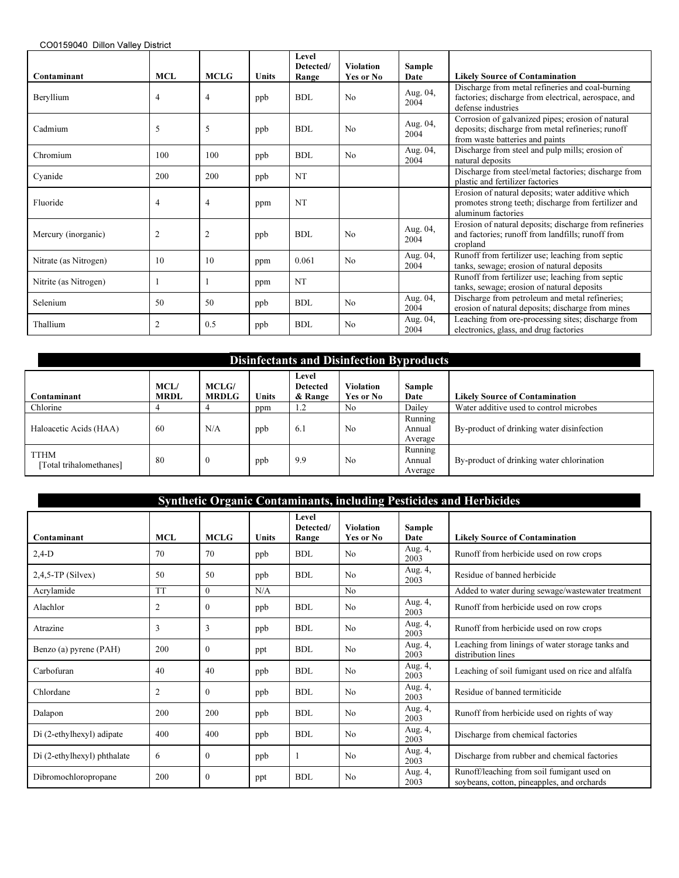CO0159040 Dillon Valley District

| Contaminant | MCL | MCLG | Units | Level Detected/ Range | Violation Yes or No | Sample Date | Likely Source of Contamination |
|---|---|---|---|---|---|---|---|
| Beryllium | 4 | 4 | ppb | BDL | No | Aug. 04, 2004 | Discharge from metal refineries and coal-burning factories; discharge from electrical, aerospace, and defense industries |
| Cadmium | 5 | 5 | ppb | BDL | No | Aug. 04, 2004 | Corrosion of galvanized pipes; erosion of natural deposits; discharge from metal refineries; runoff from waste batteries and paints |
| Chromium | 100 | 100 | ppb | BDL | No | Aug. 04, 2004 | Discharge from steel and pulp mills; erosion of natural deposits |
| Cyanide | 200 | 200 | ppb | NT | | | Discharge from steel/metal factories; discharge from plastic and fertilizer factories |
| Fluoride | 4 | 4 | ppm | NT | | | Erosion of natural deposits; water additive which promotes strong teeth; discharge from fertilizer and aluminum factories |
| Mercury (inorganic) | 2 | 2 | ppb | BDL | No | Aug. 04, 2004 | Erosion of natural deposits; discharge from refineries and factories; runoff from landfills; runoff from cropland |
| Nitrate (as Nitrogen) | 10 | 10 | ppm | 0.061 | No | Aug. 04, 2004 | Runoff from fertilizer use; leaching from septic tanks, sewage; erosion of natural deposits |
| Nitrite (as Nitrogen) | 1 | 1 | ppm | NT | | | Runoff from fertilizer use; leaching from septic tanks, sewage; erosion of natural deposits |
| Selenium | 50 | 50 | ppb | BDL | No | Aug. 04, 2004 | Discharge from petroleum and metal refineries; erosion of natural deposits; discharge from mines |
| Thallium | 2 | 0.5 | ppb | BDL | No | Aug. 04, 2004 | Leaching from ore-processing sites; discharge from electronics, glass, and drug factories |

## Disinfectants and Disinfection Byproducts

| Contaminant | MCL/ MRDL | MCLG/ MRDLG | Units | Level Detected & Range | Violation Yes or No | Sample Date | Likely Source of Contamination |
|---|---|---|---|---|---|---|---|
| Chlorine | 4 | 4 | ppm | 1.2 | No | Dailey | Water additive used to control microbes |
| Haloacetic Acids (HAA) | 60 | N/A | ppb | 6.1 | No | Running Annual Average | By-product of drinking water disinfection |
| TTHM [Total trihalomethanes] | 80 | 0 | ppb | 9.9 | No | Running Annual Average | By-product of drinking water chlorination |

## Synthetic Organic Contaminants, including Pesticides and Herbicides

| Contaminant | MCL | MCLG | Units | Level Detected/ Range | Violation Yes or No | Sample Date | Likely Source of Contamination |
|---|---|---|---|---|---|---|---|
| 2,4-D | 70 | 70 | ppb | BDL | No | Aug. 4, 2003 | Runoff from herbicide used on row crops |
| 2,4,5-TP (Silvex) | 50 | 50 | ppb | BDL | No | Aug. 4, 2003 | Residue of banned herbicide |
| Acrylamide | TT | 0 | N/A | | No | | Added to water during sewage/wastewater treatment |
| Alachlor | 2 | 0 | ppb | BDL | No | Aug. 4, 2003 | Runoff from herbicide used on row crops |
| Atrazine | 3 | 3 | ppb | BDL | No | Aug. 4, 2003 | Runoff from herbicide used on row crops |
| Benzo (a) pyrene (PAH) | 200 | 0 | ppt | BDL | No | Aug. 4, 2003 | Leaching from linings of water storage tanks and distribution lines |
| Carbofuran | 40 | 40 | ppb | BDL | No | Aug. 4, 2003 | Leaching of soil fumigant used on rice and alfalfa |
| Chlordane | 2 | 0 | ppb | BDL | No | Aug. 4, 2003 | Residue of banned termiticide |
| Dalapon | 200 | 200 | ppb | BDL | No | Aug. 4, 2003 | Runoff from herbicide used on rights of way |
| Di (2-ethylhexyl) adipate | 400 | 400 | ppb | BDL | No | Aug. 4, 2003 | Discharge from chemical factories |
| Di (2-ethylhexyl) phthalate | 6 | 0 | ppb | 1 | No | Aug. 4, 2003 | Discharge from rubber and chemical factories |
| Dibromochloropropane | 200 | 0 | ppt | BDL | No | Aug. 4, 2003 | Runoff/leaching from soil fumigant used on soybeans, cotton, pineapples, and orchards |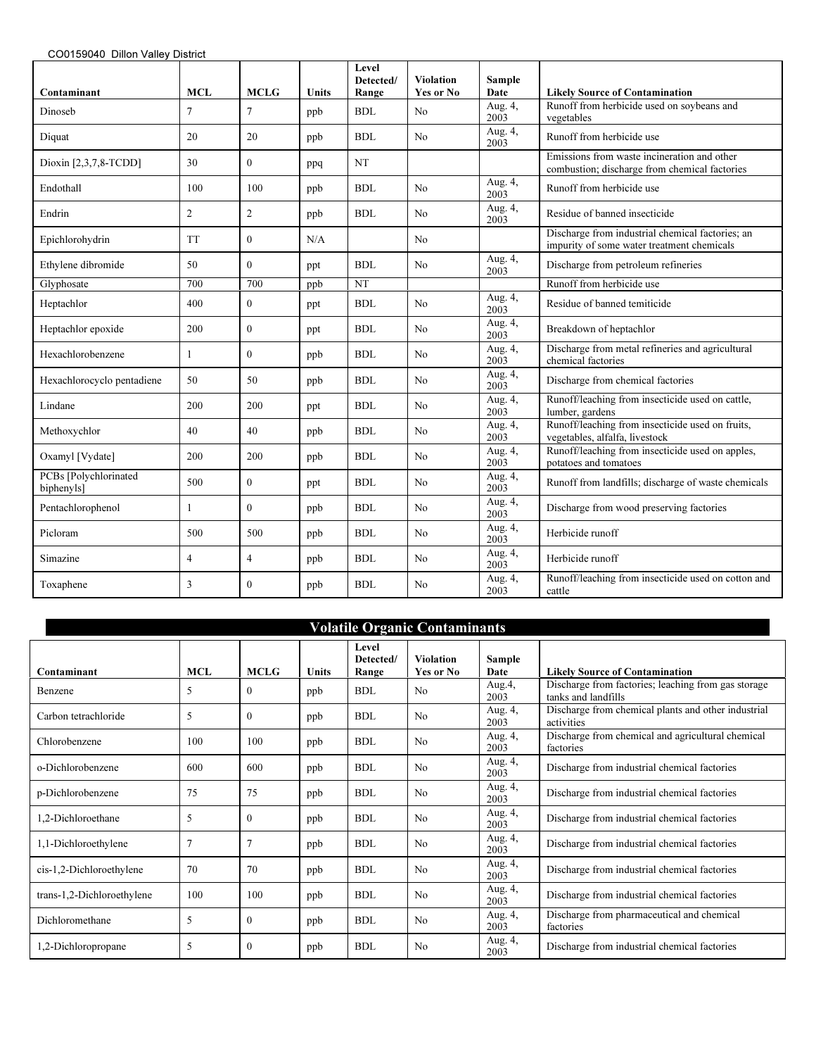CO0159040 Dillon Valley District

| Contaminant | MCL | MCLG | Units | Level Detected/ Range | Violation Yes or No | Sample Date | Likely Source of Contamination |
|---|---|---|---|---|---|---|---|
| Dinoseb | 7 | 7 | ppb | BDL | No | Aug. 4, 2003 | Runoff from herbicide used on soybeans and vegetables |
| Diquat | 20 | 20 | ppb | BDL | No | Aug. 4, 2003 | Runoff from herbicide use |
| Dioxin [2,3,7,8-TCDD] | 30 | 0 | ppq | NT | | | Emissions from waste incineration and other combustion; discharge from chemical factories |
| Endothall | 100 | 100 | ppb | BDL | No | Aug. 4, 2003 | Runoff from herbicide use |
| Endrin | 2 | 2 | ppb | BDL | No | Aug. 4, 2003 | Residue of banned insecticide |
| Epichlorohydrin | TT | 0 | N/A | | No | | Discharge from industrial chemical factories; an impurity of some water treatment chemicals |
| Ethylene dibromide | 50 | 0 | ppt | BDL | No | Aug. 4, 2003 | Discharge from petroleum refineries |
| Glyphosate | 700 | 700 | ppb | NT | | | Runoff from herbicide use |
| Heptachlor | 400 | 0 | ppt | BDL | No | Aug. 4, 2003 | Residue of banned temiticide |
| Heptachlor epoxide | 200 | 0 | ppt | BDL | No | Aug. 4, 2003 | Breakdown of heptachlor |
| Hexachlorobenzene | 1 | 0 | ppb | BDL | No | Aug. 4, 2003 | Discharge from metal refineries and agricultural chemical factories |
| Hexachlorocyclo pentadiene | 50 | 50 | ppb | BDL | No | Aug. 4, 2003 | Discharge from chemical factories |
| Lindane | 200 | 200 | ppt | BDL | No | Aug. 4, 2003 | Runoff/leaching from insecticide used on cattle, lumber, gardens |
| Methoxychlor | 40 | 40 | ppb | BDL | No | Aug. 4, 2003 | Runoff/leaching from insecticide used on fruits, vegetables, alfalfa, livestock |
| Oxamyl [Vydate] | 200 | 200 | ppb | BDL | No | Aug. 4, 2003 | Runoff/leaching from insecticide used on apples, potatoes and tomatoes |
| PCBs [Polychlorinated biphenyls] | 500 | 0 | ppt | BDL | No | Aug. 4, 2003 | Runoff from landfills; discharge of waste chemicals |
| Pentachlorophenol | 1 | 0 | ppb | BDL | No | Aug. 4, 2003 | Discharge from wood preserving factories |
| Picloram | 500 | 500 | ppb | BDL | No | Aug. 4, 2003 | Herbicide runoff |
| Simazine | 4 | 4 | ppb | BDL | No | Aug. 4, 2003 | Herbicide runoff |
| Toxaphene | 3 | 0 | ppb | BDL | No | Aug. 4, 2003 | Runoff/leaching from insecticide used on cotton and cattle |

## Volatile Organic Contaminants

| Contaminant | MCL | MCLG | Units | Level Detected/ Range | Violation Yes or No | Sample Date | Likely Source of Contamination |
|---|---|---|---|---|---|---|---|
| Benzene | 5 | 0 | ppb | BDL | No | Aug.4, 2003 | Discharge from factories; leaching from gas storage tanks and landfills |
| Carbon tetrachloride | 5 | 0 | ppb | BDL | No | Aug. 4, 2003 | Discharge from chemical plants and other industrial activities |
| Chlorobenzene | 100 | 100 | ppb | BDL | No | Aug. 4, 2003 | Discharge from chemical and agricultural chemical factories |
| o-Dichlorobenzene | 600 | 600 | ppb | BDL | No | Aug. 4, 2003 | Discharge from industrial chemical factories |
| p-Dichlorobenzene | 75 | 75 | ppb | BDL | No | Aug. 4, 2003 | Discharge from industrial chemical factories |
| 1,2-Dichloroethane | 5 | 0 | ppb | BDL | No | Aug. 4, 2003 | Discharge from industrial chemical factories |
| 1,1-Dichloroethylene | 7 | 7 | ppb | BDL | No | Aug. 4, 2003 | Discharge from industrial chemical factories |
| cis-1,2-Dichloroethylene | 70 | 70 | ppb | BDL | No | Aug. 4, 2003 | Discharge from industrial chemical factories |
| trans-1,2-Dichloroethylene | 100 | 100 | ppb | BDL | No | Aug. 4, 2003 | Discharge from industrial chemical factories |
| Dichloromethane | 5 | 0 | ppb | BDL | No | Aug. 4, 2003 | Discharge from pharmaceutical and chemical factories |
| 1,2-Dichloropropane | 5 | 0 | ppb | BDL | No | Aug. 4, 2003 | Discharge from industrial chemical factories |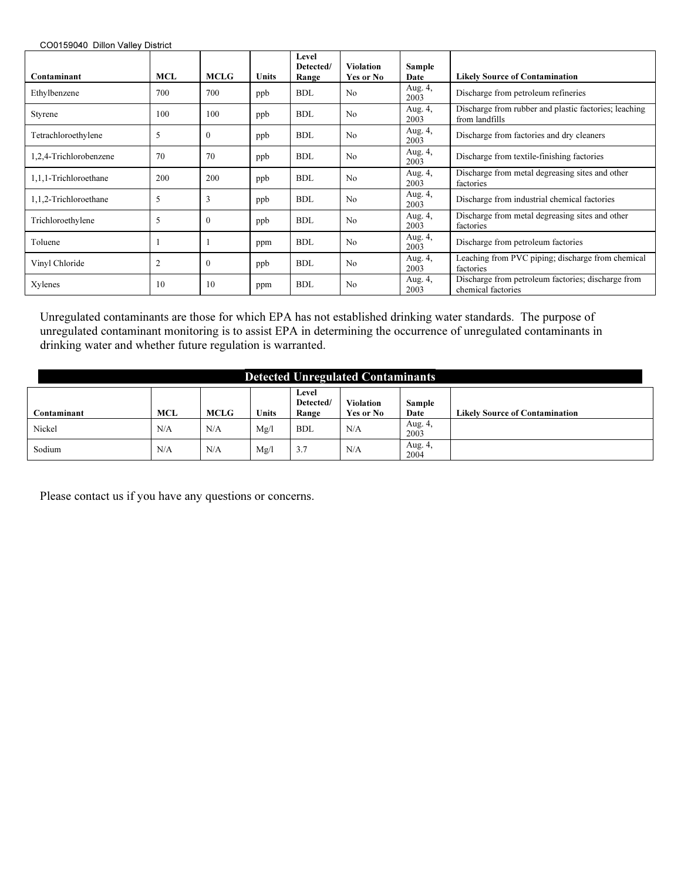CO0159040 Dillon Valley District

| Contaminant | MCL | MCLG | Units | Level Detected/ Range | Violation Yes or No | Sample Date | Likely Source of Contamination |
|---|---|---|---|---|---|---|---|
| Ethylbenzene | 700 | 700 | ppb | BDL | No | Aug. 4, 2003 | Discharge from petroleum refineries |
| Styrene | 100 | 100 | ppb | BDL | No | Aug. 4, 2003 | Discharge from rubber and plastic factories; leaching from landfills |
| Tetrachloroethylene | 5 | 0 | ppb | BDL | No | Aug. 4, 2003 | Discharge from factories and dry cleaners |
| 1,2,4-Trichlorobenzene | 70 | 70 | ppb | BDL | No | Aug. 4, 2003 | Discharge from textile-finishing factories |
| 1,1,1-Trichloroethane | 200 | 200 | ppb | BDL | No | Aug. 4, 2003 | Discharge from metal degreasing sites and other factories |
| 1,1,2-Trichloroethane | 5 | 3 | ppb | BDL | No | Aug. 4, 2003 | Discharge from industrial chemical factories |
| Trichloroethylene | 5 | 0 | ppb | BDL | No | Aug. 4, 2003 | Discharge from metal degreasing sites and other factories |
| Toluene | 1 | 1 | ppm | BDL | No | Aug. 4, 2003 | Discharge from petroleum factories |
| Vinyl Chloride | 2 | 0 | ppb | BDL | No | Aug. 4, 2003 | Leaching from PVC piping; discharge from chemical factories |
| Xylenes | 10 | 10 | ppm | BDL | No | Aug. 4, 2003 | Discharge from petroleum factories; discharge from chemical factories |

Unregulated contaminants are those for which EPA has not established drinking water standards. The purpose of unregulated contaminant monitoring is to assist EPA in determining the occurrence of unregulated contaminants in drinking water and whether future regulation is warranted.

## Detected Unregulated Contaminants

| Contaminant | MCL | MCLG | Units | Level Detected/ Range | Violation Yes or No | Sample Date | Likely Source of Contamination |
|---|---|---|---|---|---|---|---|
| Nickel | N/A | N/A | Mg/l | BDL | N/A | Aug. 4, 2003 | |
| Sodium | N/A | N/A | Mg/l | 3.7 | N/A | Aug. 4, 2004 | |

Please contact us if you have any questions or concerns.